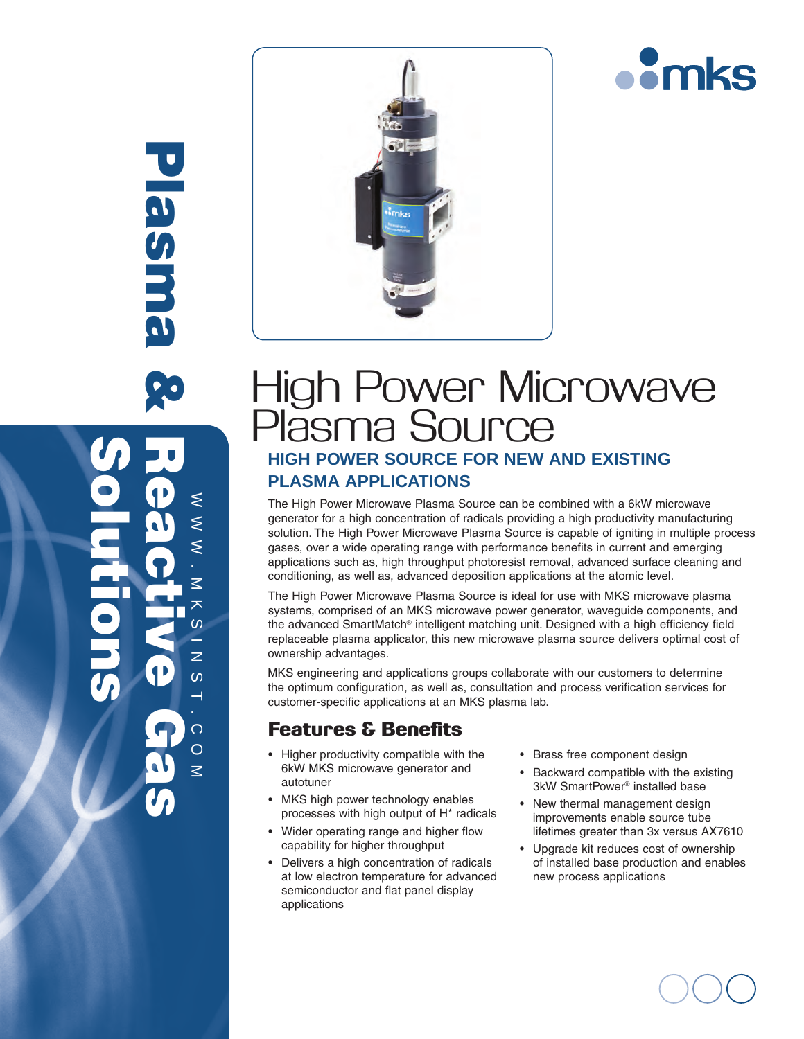# High Power Microwave Plasma Source

## HIGH POWER SOURCE FOR NEW AND EXISTING PLASMA APPLICATIONS

The High Power Microwave Plasma Source can be combined with a 6kW microwave generator for a high concentration of radicals providing a high productivity manufacturing solution. The High Power Microwave Plasma Source is capable of igniting in multiple process gases, over a wide operating range with performance benefits in current and emerging applications such as, high throughput photoresist removal, advanced surface cleaning and conditioning, as well as, advanced deposition applications at the atomic level.

The High Power Microwave Plasma Source is ideal for use with MKS microwave plasma systems, comprised of an MKS microwave power generator, waveguide components, and the advanced SmartMatch® intelligent matching unit. Designed with a high efficiency field replaceable plasma applicator, this new microwave plasma source delivers optimal cost of ownership advantages.

MKS engineering and applications groups collaborate with our customers to determine the optimum configuration, as well as, consultation and process verification services for customer-specific applications at an MKS plasma lab.

### Features & Benefits

- Higher productivity compatible with the 6kW MKS microwave generator and autotuner
- MKS high power technology enables processes with high output of H* radicals
- Wider operating range and higher flow capability for higher throughput
- Delivers a high concentration of radicals at low electron temperature for advanced semiconductor and flat panel display applications
- Brass free component design
- Backward compatible with the existing 3kW SmartPower® installed base
- New thermal management design improvements enable source tube lifetimes greater than 3x versus AX7610
- Upgrade kit reduces cost of ownership of installed base production and enables new process applications

Plasma & Reactive Gas Solutions

WWW.MKSINST.COM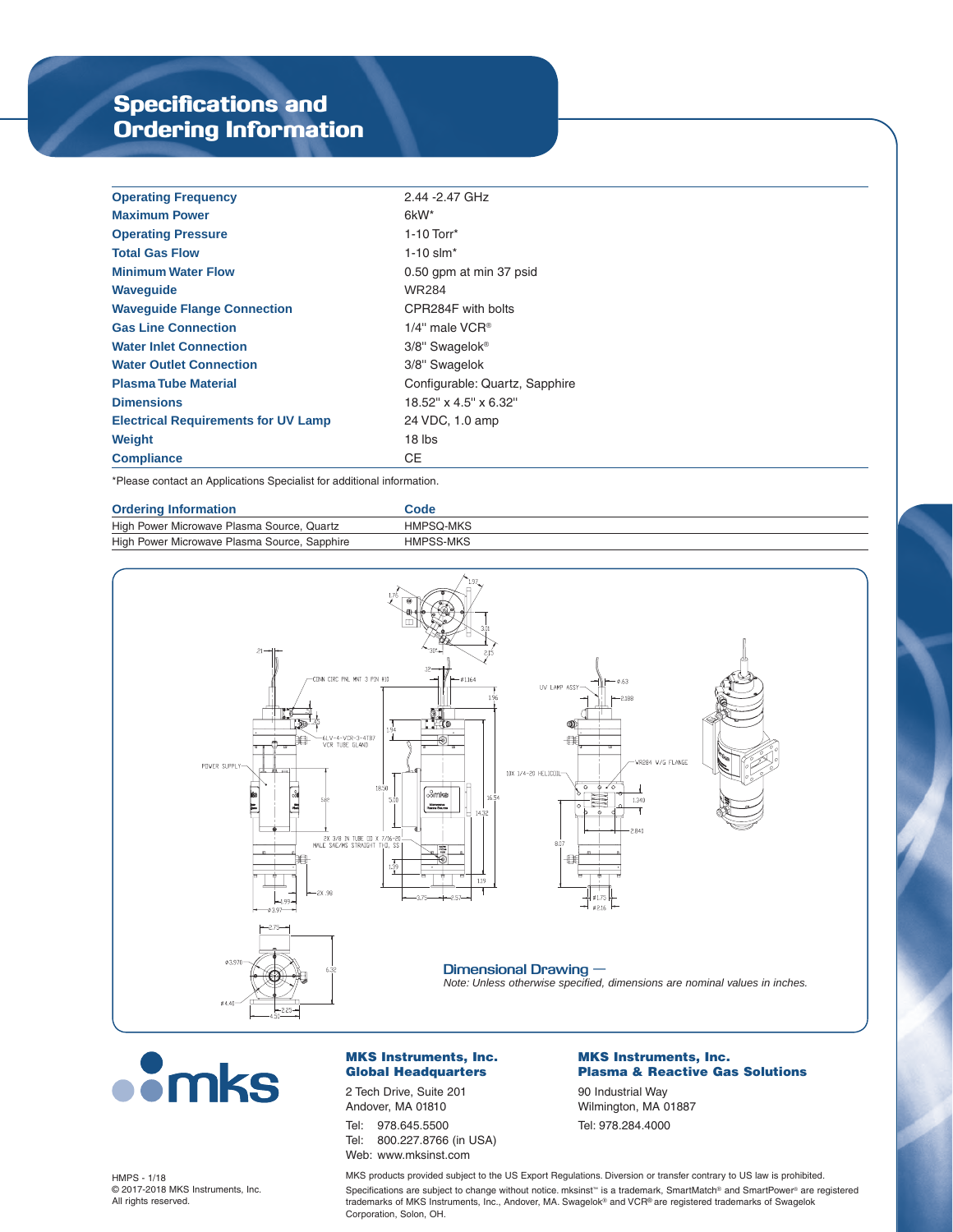# Specifications and Ordering Information

| | |
|---|---|
| **Operating Frequency** | 2.44 -2.47 GHz |
| **Maximum Power** | 6kW* |
| **Operating Pressure** | 1-10 Torr* |
| **Total Gas Flow** | 1-10 slm* |
| **Minimum Water Flow** | 0.50 gpm at min 37 psid |
| **Waveguide** | WR284 |
| **Waveguide Flange Connection** | CPR284F with bolts |
| **Gas Line Connection** | 1/4" male VCR® |
| **Water Inlet Connection** | 3/8" Swagelok® |
| **Water Outlet Connection** | 3/8" Swagelok |
| **Plasma Tube Material** | Configurable: Quartz, Sapphire |
| **Dimensions** | 18.52" x 4.5" x 6.32" |
| **Electrical Requirements for UV Lamp** | 24 VDC, 1.0 amp |
| **Weight** | 18 lbs |
| **Compliance** | CE |

*Please contact an Applications Specialist for additional information.

| Ordering Information | Code |
|---|---|
| High Power Microwave Plasma Source, Quartz | HMPSQ-MKS |
| High Power Microwave Plasma Source, Sapphire | HMPSS-MKS |

1.76
1.97
3.31
30°
2.15
.21
.32
CONN CIRC PNL MNT 3 PIN #10
ø1.164
1.96
.40
1.94
6LV-4-VCR-3-4TB7
VCR TUBE GLAND
POWER SUPPLY
18.50
5.00
5.82
16.54
14.32
2X 3/8 IN TUBE OD X 7/16-20
MALE SAE/MS STRAIGHT THD, SS
1.39
1.19
2X .98
1.99
ø3.97
3.75
2.57
UV LAMP ASSY
ø.63
2.188
10X 1/4-20 HELICOIL
WR284 W/G FLANGE
1.340
2.840
8.07
ø1.75
ø2.16
2.75
ø3.970
6.32
ø4.40
2.25
4.50

**Dimensional Drawing —**
*Note: Unless otherwise specified, dimensions are nominal values in inches.*

mks

**MKS Instruments, Inc.**
**Global Headquarters**

2 Tech Drive, Suite 201
Andover, MA 01810

Tel: 978.645.5500
Tel: 800.227.8766 (in USA)
Web: www.mksinst.com

**MKS Instruments, Inc.**
**Plasma & Reactive Gas Solutions**

90 Industrial Way
Wilmington, MA 01887

Tel: 978.284.4000

HMPS - 1/18
© 2017-2018 MKS Instruments, Inc.
All rights reserved.

MKS products provided subject to the US Export Regulations. Diversion or transfer contrary to US law is prohibited.
Specifications are subject to change without notice. mksinst™ is a trademark, SmartMatch® and SmartPower® are registered trademarks of MKS Instruments, Inc., Andover, MA. Swagelok® and VCR® are registered trademarks of Swagelok Corporation, Solon, OH.